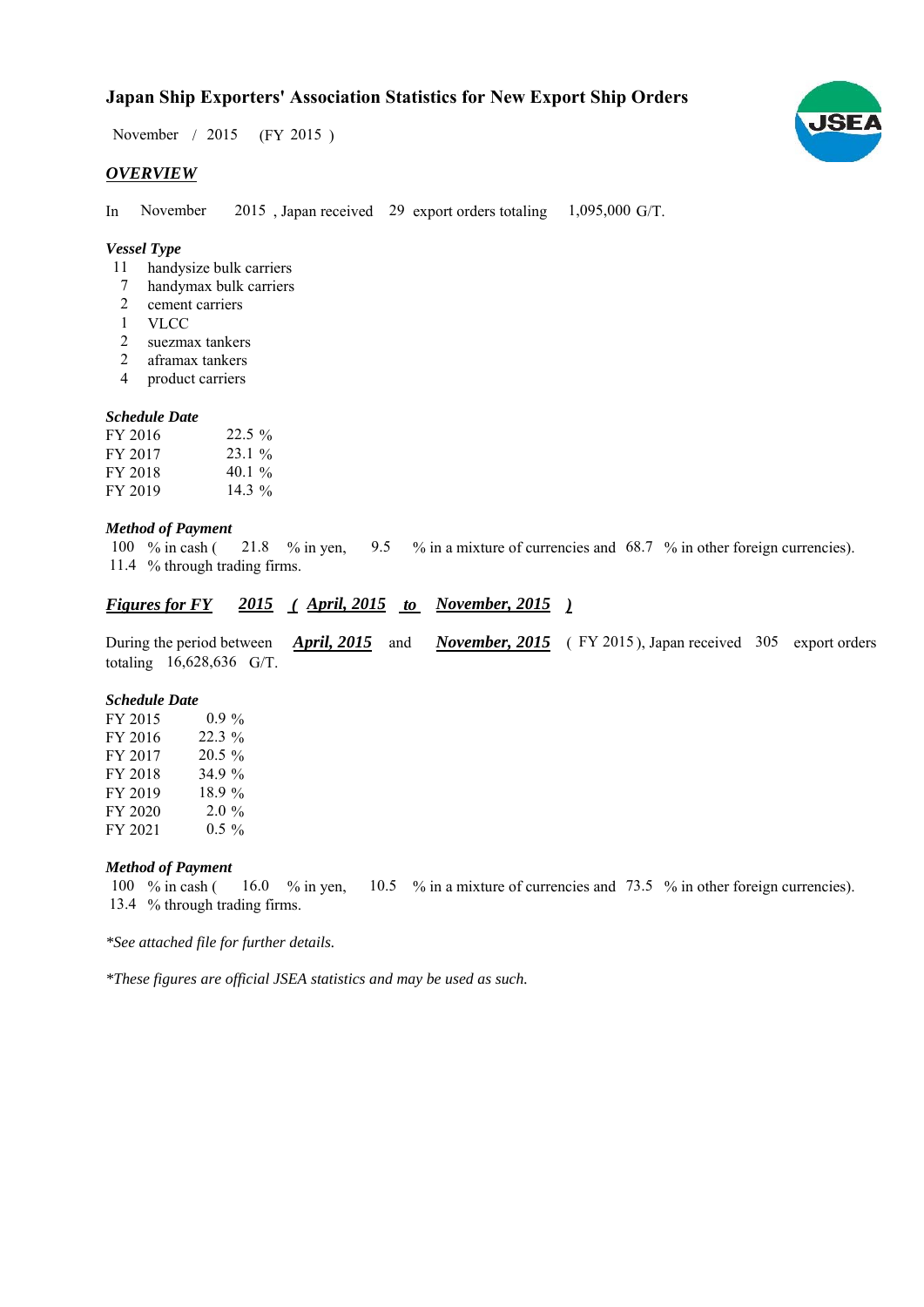# Japan Ship Exporters' Association Statistics for New Export Ship Orders

November / 2015 (FY 2015 )

## *OVERVIEW*

In November 2015 , Japan received 29 export orders totaling 1,095,000 G/T.

### *Vessel Type*

- 11 handysize bulk carriers
- 7 handymax bulk carriers
- 2 cement carriers
- 1 VLCC
- 2 suezmax tankers
- 2 aframax tankers
- 4 product carriers

### *Schedule Date*

| | |
|---|---|
| FY 2016 | 22.5 % |
| FY 2017 | 23.1 % |
| FY 2018 | 40.1 % |
| FY 2019 | 14.3 % |

### *Method of Payment*

100 % in cash ( 21.8 % in yen, 9.5 % in a mixture of currencies and 68.7 % in other foreign currencies).
11.4 % through trading firms.

## ***Figures for FY 2015 ( April, 2015 to November, 2015 )***

During the period between ***April, 2015*** and ***November, 2015*** ( FY 2015 ), Japan received 305 export orders totaling 16,628,636 G/T.

### *Schedule Date*

| | |
|---|---|
| FY 2015 | 0.9 % |
| FY 2016 | 22.3 % |
| FY 2017 | 20.5 % |
| FY 2018 | 34.9 % |
| FY 2019 | 18.9 % |
| FY 2020 | 2.0 % |
| FY 2021 | 0.5 % |

### *Method of Payment*

100 % in cash ( 16.0 % in yen, 10.5 % in a mixture of currencies and 73.5 % in other foreign currencies).
13.4 % through trading firms.

*\*See attached file for further details.*

*\*These figures are official JSEA statistics and may be used as such.*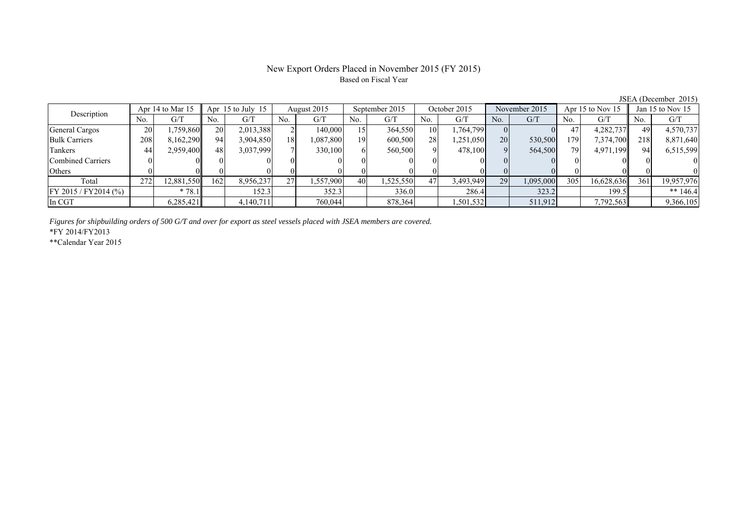# New Export Orders Placed in November 2015 (FY 2015)

Based on Fiscal Year

JSEA (December 2015)

| Description | Apr 14 to Mar 15 | | Apr 15 to July 15 | | August 2015 | | September 2015 | | October 2015 | | November 2015 | | Apr 15 to Nov 15 | | Jan 15 to Nov 15 | |
|---|---|---|---|---|---|---|---|---|---|---|---|---|---|---|---|---|
| | No. | G/T | No. | G/T | No. | G/T | No. | G/T | No. | G/T | No. | G/T | No. | G/T | No. | G/T |
| General Cargos | 20 | 1,759,860 | 20 | 2,013,388 | 2 | 140,000 | 15 | 364,550 | 10 | 1,764,799 | 0 | 0 | 47 | 4,282,737 | 49 | 4,570,737 |
| Bulk Carriers | 208 | 8,162,290 | 94 | 3,904,850 | 18 | 1,087,800 | 19 | 600,500 | 28 | 1,251,050 | 20 | 530,500 | 179 | 7,374,700 | 218 | 8,871,640 |
| Tankers | 44 | 2,959,400 | 48 | 3,037,999 | 7 | 330,100 | 6 | 560,500 | 9 | 478,100 | 9 | 564,500 | 79 | 4,971,199 | 94 | 6,515,599 |
| Combined Carriers | 0 | 0 | 0 | 0 | 0 | 0 | 0 | 0 | 0 | 0 | 0 | 0 | 0 | 0 | 0 | 0 |
| Others | 0 | 0 | 0 | 0 | 0 | 0 | 0 | 0 | 0 | 0 | 0 | 0 | 0 | 0 | 0 | 0 |
| Total | 272 | 12,881,550 | 162 | 8,956,237 | 27 | 1,557,900 | 40 | 1,525,550 | 47 | 3,493,949 | 29 | 1,095,000 | 305 | 16,628,636 | 361 | 19,957,976 |
| FY 2015 / FY2014 (%) | | * 78.1 | | 152.3 | | 352.3 | | 336.0 | | 286.4 | | 323.2 | | 199.5 | | ** 146.4 |
| In CGT | | 6,285,421 | | 4,140,711 | | 760,044 | | 878,364 | | 1,501,532 | | 511,912 | | 7,792,563 | | 9,366,105 |

*Figures for shipbuilding orders of 500 G/T and over for export as steel vessels placed with JSEA members are covered.*

*FY 2014/FY2013

**Calendar Year 2015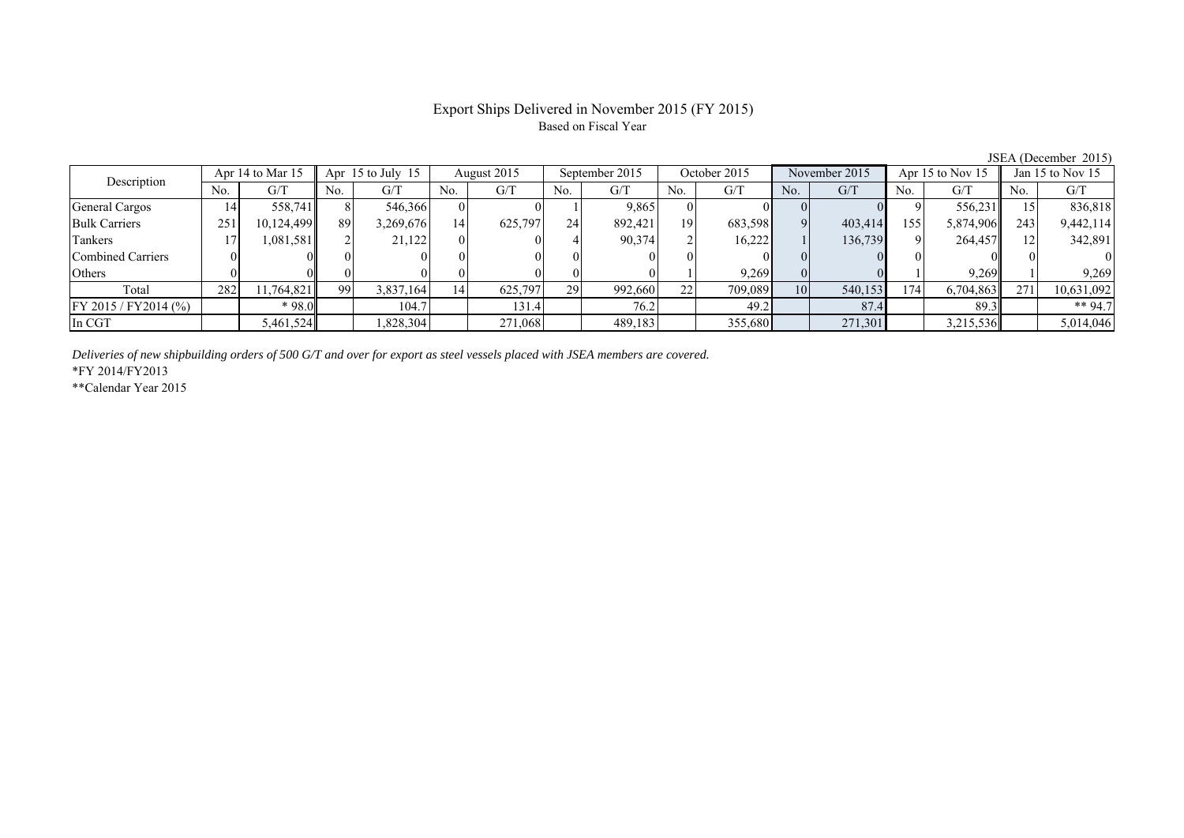# Export Ships Delivered in November 2015 (FY 2015)

Based on Fiscal Year

JSEA (December 2015)

| Description | Apr 14 to Mar 15 | | Apr 15 to July 15 | | August 2015 | | September 2015 | | October 2015 | | November 2015 | | Apr 15 to Nov 15 | | Jan 15 to Nov 15 | |
|---|---|---|---|---|---|---|---|---|---|---|---|---|---|---|---|---|
| | No. | G/T | No. | G/T | No. | G/T | No. | G/T | No. | G/T | No. | G/T | No. | G/T | No. | G/T |
| General Cargos | 14 | 558,741 | 8 | 546,366 | 0 | 0 | 1 | 9,865 | 0 | 0 | 0 | 0 | 9 | 556,231 | 15 | 836,818 |
| Bulk Carriers | 251 | 10,124,499 | 89 | 3,269,676 | 14 | 625,797 | 24 | 892,421 | 19 | 683,598 | 9 | 403,414 | 155 | 5,874,906 | 243 | 9,442,114 |
| Tankers | 17 | 1,081,581 | 2 | 21,122 | 0 | 0 | 4 | 90,374 | 2 | 16,222 | 1 | 136,739 | 9 | 264,457 | 12 | 342,891 |
| Combined Carriers | 0 | 0 | 0 | 0 | 0 | 0 | 0 | 0 | 0 | 0 | 0 | 0 | 0 | 0 | 0 | 0 |
| Others | 0 | 0 | 0 | 0 | 0 | 0 | 0 | 0 | 1 | 9,269 | 0 | 0 | 1 | 9,269 | 1 | 9,269 |
| Total | 282 | 11,764,821 | 99 | 3,837,164 | 14 | 625,797 | 29 | 992,660 | 22 | 709,089 | 10 | 540,153 | 174 | 6,704,863 | 271 | 10,631,092 |
| FY 2015 / FY2014 (%) | | * 98.0 | | 104.7 | | 131.4 | | 76.2 | | 49.2 | | 87.4 | | 89.3 | | ** 94.7 |
| In CGT | | 5,461,524 | | 1,828,304 | | 271,068 | | 489,183 | | 355,680 | | 271,301 | | 3,215,536 | | 5,014,046 |

*Deliveries of new shipbuilding orders of 500 G/T and over for export as steel vessels placed with JSEA members are covered.*

*FY 2014/FY2013

**Calendar Year 2015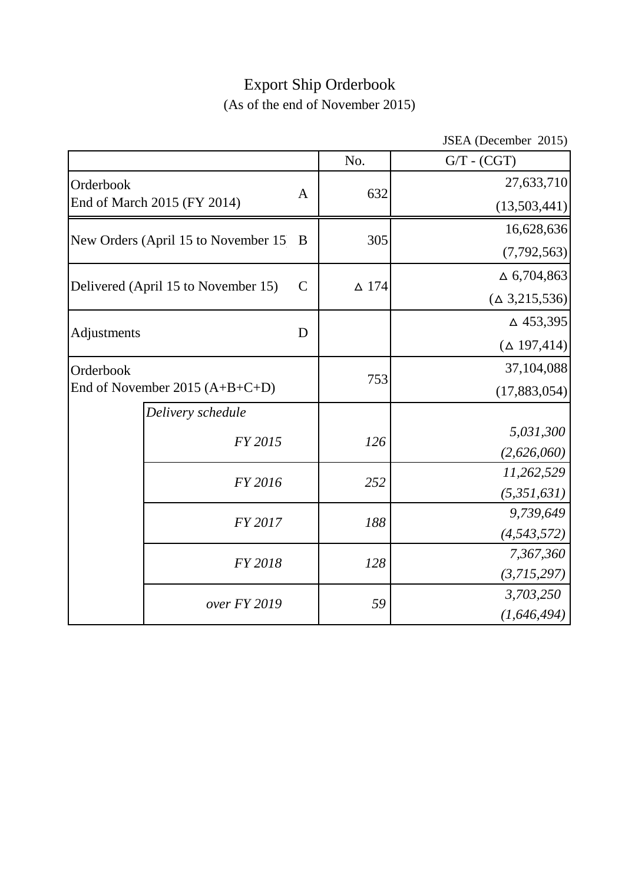# Export Ship Orderbook

(As of the end of November 2015)

JSEA (December 2015)

| | | | No. | G/T - (CGT) |
|---|---|---|---|---|
| Orderbook<br>End of March 2015 (FY 2014) | | A | 632 | 27,633,710<br>(13,503,441) |
| New Orders (April 15 to November 15 | | B | 305 | 16,628,636<br>(7,792,563) |
| Delivered (April 15 to November 15) | | C | ∆ 174 | ∆ 6,704,863<br>(∆ 3,215,536) |
| Adjustments | | D | | ∆ 453,395<br>(∆ 197,414) |
| Orderbook<br>End of November 2015 (A+B+C+D) | | | 753 | 37,104,088<br>(17,883,054) |
| | *Delivery schedule* | | | |
| | *FY 2015* | | *126* | *5,031,300*<br>*(2,626,060)* |
| | *FY 2016* | | *252* | *11,262,529*<br>*(5,351,631)* |
| | *FY 2017* | | *188* | *9,739,649*<br>*(4,543,572)* |
| | *FY 2018* | | *128* | *7,367,360*<br>*(3,715,297)* |
| | *over FY 2019* | | *59* | *3,703,250*<br>*(1,646,494)* |